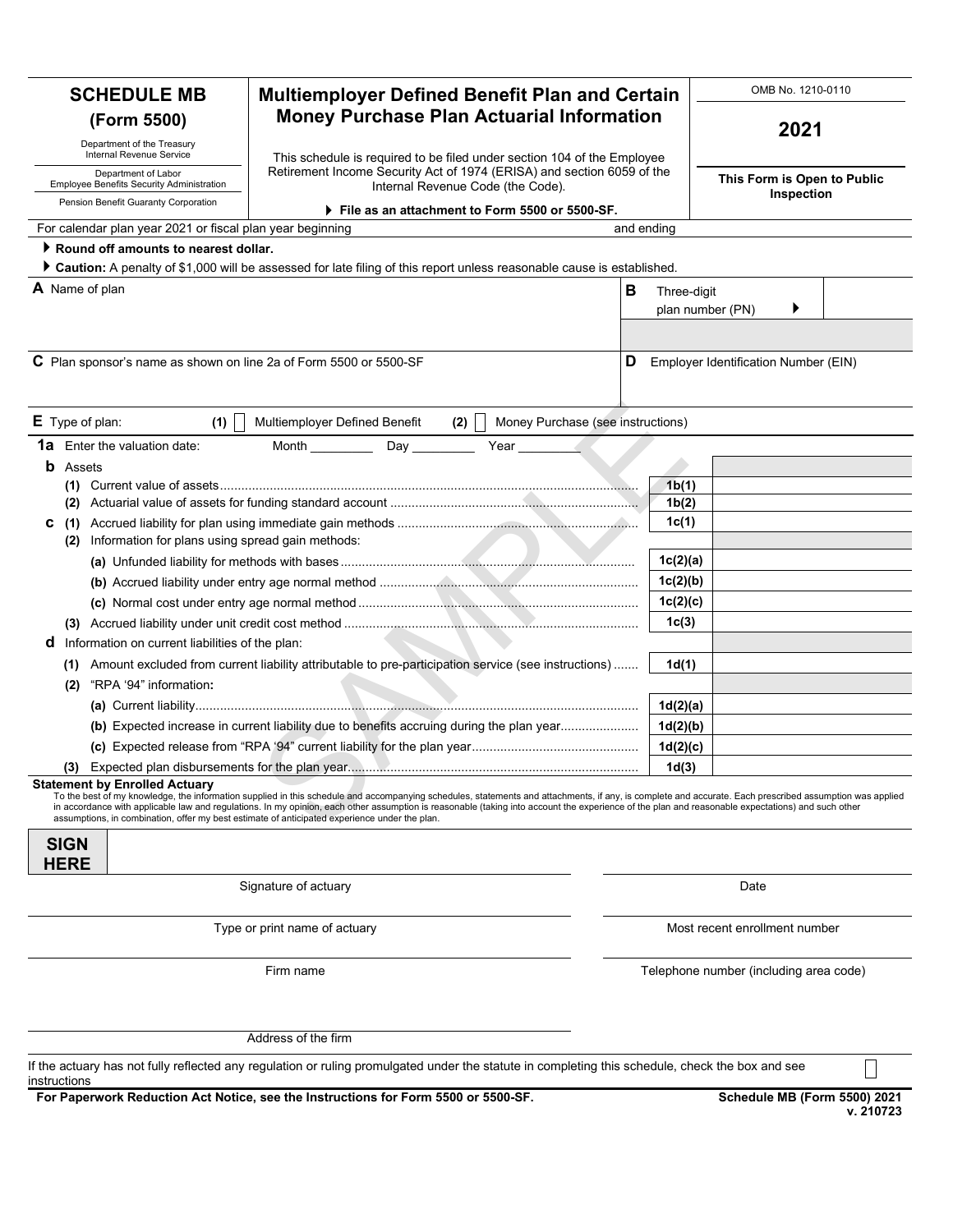# SCHEDULE MB (Form 5500)

Department of the Treasury
Internal Revenue Service

Department of Labor
Employee Benefits Security Administration

Pension Benefit Guaranty Corporation

## Multiemployer Defined Benefit Plan and Certain Money Purchase Plan Actuarial Information

This schedule is required to be filed under section 104 of the Employee Retirement Income Security Act of 1974 (ERISA) and section 6059 of the Internal Revenue Code (the Code).

▶ **File as an attachment to Form 5500 or 5500-SF.**

OMB No. 1210-0110

**2021**

**This Form is Open to Public Inspection**

For calendar plan year 2021 or fiscal plan year beginning and ending

▶ **Round off amounts to nearest dollar.**

▶ **Caution:** A penalty of $1,000 will be assessed for late filing of this report unless reasonable cause is established.

| | |
|---|---|
| **A** Name of plan | **B** Three-digit plan number (PN) ▶ |
| **C** Plan sponsor's name as shown on line 2a of Form 5500 or 5500-SF | **D** Employer Identification Number (EIN) |

**E** Type of plan: **(1)** ☐ Multiemployer Defined Benefit **(2)** ☐ Money Purchase (see instructions)

**1a** Enter the valuation date: Month _________ Day _________ Year _________

| | | |
|---|---|---|
| **b** Assets | | |
| **(1)** Current value of assets | **1b(1)** | |
| **(2)** Actuarial value of assets for funding standard account | **1b(2)** | |
| **c (1)** Accrued liability for plan using immediate gain methods | **1c(1)** | |
| **(2)** Information for plans using spread gain methods: | | |
| **(a)** Unfunded liability for methods with bases | **1c(2)(a)** | |
| **(b)** Accrued liability under entry age normal method | **1c(2)(b)** | |
| **(c)** Normal cost under entry age normal method | **1c(2)(c)** | |
| **(3)** Accrued liability under unit credit cost method | **1c(3)** | |
| **d** Information on current liabilities of the plan: | | |
| **(1)** Amount excluded from current liability attributable to pre-participation service (see instructions) | **1d(1)** | |
| **(2)** "RPA '94" information**:** | | |
| **(a)** Current liability | **1d(2)(a)** | |
| **(b)** Expected increase in current liability due to benefits accruing during the plan year | **1d(2)(b)** | |
| **(c)** Expected release from "RPA '94" current liability for the plan year | **1d(2)(c)** | |
| **(3)** Expected plan disbursements for the plan year | **1d(3)** | |

**Statement by Enrolled Actuary**

To the best of my knowledge, the information supplied in this schedule and accompanying schedules, statements and attachments, if any, is complete and accurate. Each prescribed assumption was applied in accordance with applicable law and regulations. In my opinion, each other assumption is reasonable (taking into account the experience of the plan and reasonable expectations) and such other assumptions, in combination, offer my best estimate of anticipated experience under the plan.

**SIGN HERE**

| | |
|---|---|
| Signature of actuary | Date |
| Type or print name of actuary | Most recent enrollment number |
| Firm name | Telephone number (including area code) |
| Address of the firm | |

If the actuary has not fully reflected any regulation or ruling promulgated under the statute in completing this schedule, check the box and see instructions ☐

**For Paperwork Reduction Act Notice, see the Instructions for Form 5500 or 5500-SF.** **Schedule MB (Form 5500) 2021**
**v. 210723**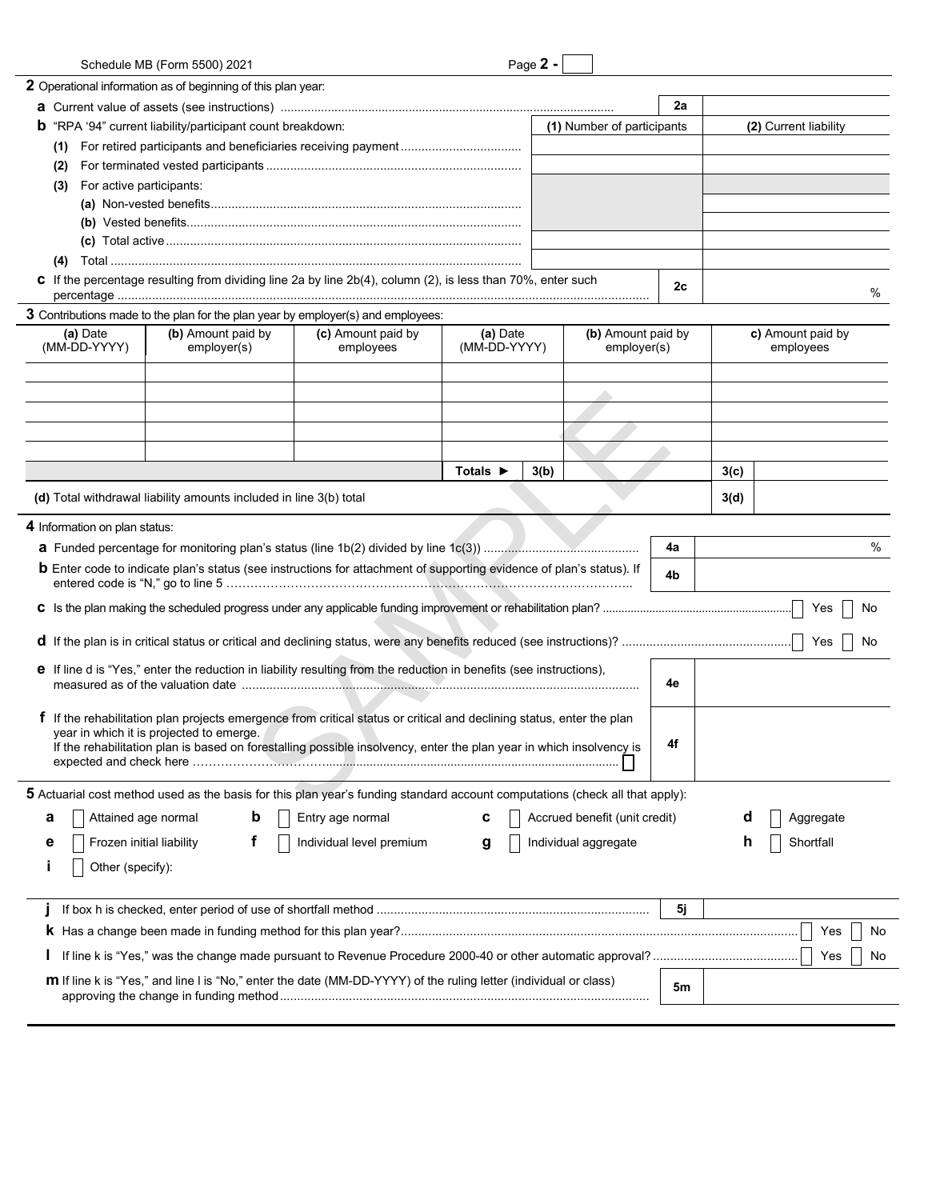Schedule MB (Form 5500) 2021 Page **2 -**

**2** Operational information as of beginning of this plan year:

| | | | |
|---|---|---|---|
| **a** Current value of assets (see instructions) | | 2a | |
| **b** "RPA '94" current liability/participant count breakdown: | | **(1)** Number of participants | **(2)** Current liability |
| **(1)** For retired participants and beneficiaries receiving payment | | | |
| **(2)** For terminated vested participants | | | |
| **(3)** For active participants: | | | |
| **(a)** Non-vested benefits | | | |
| **(b)** Vested benefits | | | |
| **(c)** Total active | | | |
| **(4)** Total | | | |
| **c** If the percentage resulting from dividing line 2a by line 2b(4), column (2), is less than 70%, enter such percentage | | 2c | % |

**3** Contributions made to the plan for the plan year by employer(s) and employees:

| **(a)** Date (MM-DD-YYYY) | **(b)** Amount paid by employer(s) | **(c)** Amount paid by employees | **(a)** Date (MM-DD-YYYY) | **(b)** Amount paid by employer(s) | **c)** Amount paid by employees |
|---|---|---|---|---|---|
| | | | | | |
| | | | | | |
| | | | | | |
| | | | | | |
| | | | | | |
| | | | **Totals ►** 3(b) | | 3(c) |
| **(d)** Total withdrawal liability amounts included in line 3(b) total | | | | | 3(d) |

**4** Information on plan status:

**a** Funded percentage for monitoring plan's status (line 1b(2) divided by line 1c(3)) ..... **4a** %

**b** Enter code to indicate plan's status (see instructions for attachment of supporting evidence of plan's status). If entered code is "N," go to line 5 ..... **4b**

**c** Is the plan making the scheduled progress under any applicable funding improvement or rehabilitation plan? ..... ☐ Yes ☐ No

**d** If the plan is in critical status or critical and declining status, were any benefits reduced (see instructions)? ..... ☐ Yes ☐ No

**e** If line d is "Yes," enter the reduction in liability resulting from the reduction in benefits (see instructions), measured as of the valuation date ..... **4e**

**f** If the rehabilitation plan projects emergence from critical status or critical and declining status, enter the plan year in which it is projected to emerge.
If the rehabilitation plan is based on forestalling possible insolvency, enter the plan year in which insolvency is expected and check here ..... ☐ **4f**

**5** Actuarial cost method used as the basis for this plan year's funding standard account computations (check all that apply):

**a** ☐ Attained age normal **b** ☐ Entry age normal **c** ☐ Accrued benefit (unit credit) **d** ☐ Aggregate

**e** ☐ Frozen initial liability **f** ☐ Individual level premium **g** ☐ Individual aggregate **h** ☐ Shortfall

**i** ☐ Other (specify):

**j** If box h is checked, enter period of use of shortfall method ..... **5j**

**k** Has a change been made in funding method for this plan year? ..... ☐ Yes ☐ No

**l** If line k is "Yes," was the change made pursuant to Revenue Procedure 2000-40 or other automatic approval? ..... ☐ Yes ☐ No

**m** If line k is "Yes," and line l is "No," enter the date (MM-DD-YYYY) of the ruling letter (individual or class) approving the change in funding method ..... **5m**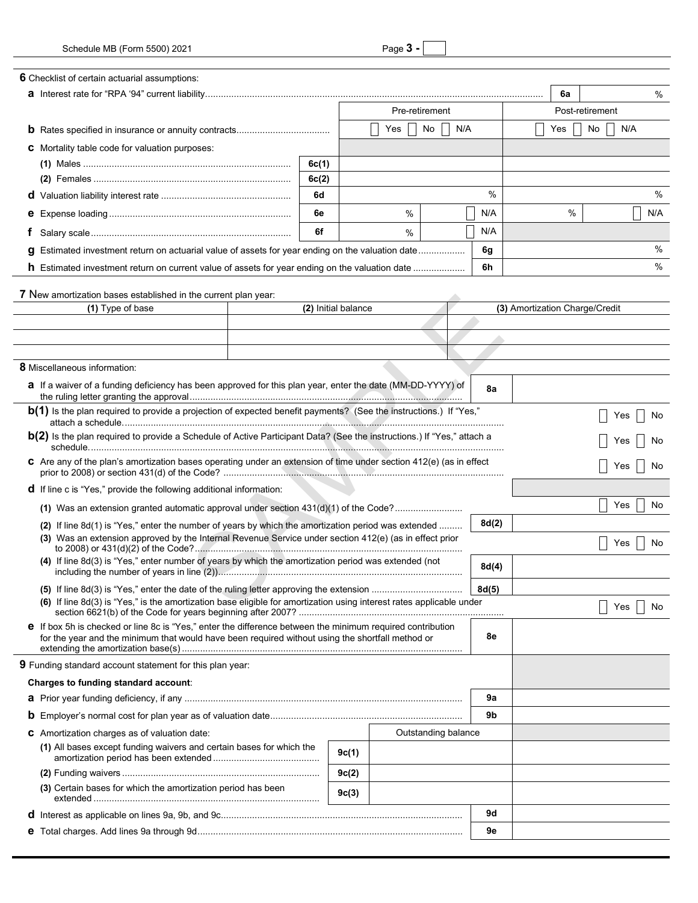**6** Checklist of certain actuarial assumptions:

| | | Pre-retirement | | Post-retirement | |
|---|---|---|---|---|---|
| **a** Interest rate for "RPA '94" current liability | | | | **6a** | % |
| **b** Rates specified in insurance or annuity contracts | | ☐ Yes ☐ No ☐ N/A | | ☐ Yes ☐ No ☐ N/A | |
| **c** Mortality table code for valuation purposes: | | | | | |
| **(1)** Males | **6c(1)** | | | | |
| **(2)** Females | **6c(2)** | | | | |
| **d** Valuation liability interest rate | **6d** | % | | % | |
| **e** Expense loading | **6e** | % | ☐ N/A | % | ☐ N/A |
| **f** Salary scale | **6f** | % | ☐ N/A | | |
| **g** Estimated investment return on actuarial value of assets for year ending on the valuation date | | | **6g** | % | |
| **h** Estimated investment return on current value of assets for year ending on the valuation date | | | **6h** | % | |

**7** New amortization bases established in the current plan year:

| **(1)** Type of base | **(2)** Initial balance | **(3)** Amortization Charge/Credit |
|---|---|---|
| | | |
| | | |
| | | |

**8** Miscellaneous information:

| | | |
|---|---|---|
| **a** If a waiver of a funding deficiency has been approved for this plan year, enter the date (MM-DD-YYYY) of the ruling letter granting the approval | **8a** | |
| **b(1)** Is the plan required to provide a projection of expected benefit payments? (See the instructions.) If "Yes," attach a schedule. | | ☐ Yes ☐ No |
| **b(2)** Is the plan required to provide a Schedule of Active Participant Data? (See the instructions.) If "Yes," attach a schedule. | | ☐ Yes ☐ No |
| **c** Are any of the plan's amortization bases operating under an extension of time under section 412(e) (as in effect prior to 2008) or section 431(d) of the Code? | | ☐ Yes ☐ No |
| **d** If line c is "Yes," provide the following additional information: | | |
| **(1)** Was an extension granted automatic approval under section 431(d)(1) of the Code? | | ☐ Yes ☐ No |
| **(2)** If line 8d(1) is "Yes," enter the number of years by which the amortization period was extended | **8d(2)** | |
| **(3)** Was an extension approved by the Internal Revenue Service under section 412(e) (as in effect prior to 2008) or 431(d)(2) of the Code? | | ☐ Yes ☐ No |
| **(4)** If line 8d(3) is "Yes," enter number of years by which the amortization period was extended (not including the number of years in line (2)) | **8d(4)** | |
| **(5)** If line 8d(3) is "Yes," enter the date of the ruling letter approving the extension | **8d(5)** | |
| **(6)** If line 8d(3) is "Yes," is the amortization base eligible for amortization using interest rates applicable under section 6621(b) of the Code for years beginning after 2007? | | ☐ Yes ☐ No |
| **e** If box 5h is checked or line 8c is "Yes," enter the difference between the minimum required contribution for the year and the minimum that would have been required without using the shortfall method or extending the amortization base(s) | **8e** | |

**9** Funding standard account statement for this plan year:

**Charges to funding standard account**:

| | | | |
|---|---|---|---|
| **a** Prior year funding deficiency, if any | | **9a** | |
| **b** Employer's normal cost for plan year as of valuation date | | **9b** | |
| **c** Amortization charges as of valuation date: | | Outstanding balance | |
| **(1)** All bases except funding waivers and certain bases for which the amortization period has been extended | **9c(1)** | | |
| **(2)** Funding waivers | **9c(2)** | | |
| **(3)** Certain bases for which the amortization period has been extended | **9c(3)** | | |
| **d** Interest as applicable on lines 9a, 9b, and 9c | | **9d** | |
| **e** Total charges. Add lines 9a through 9d | | **9e** | |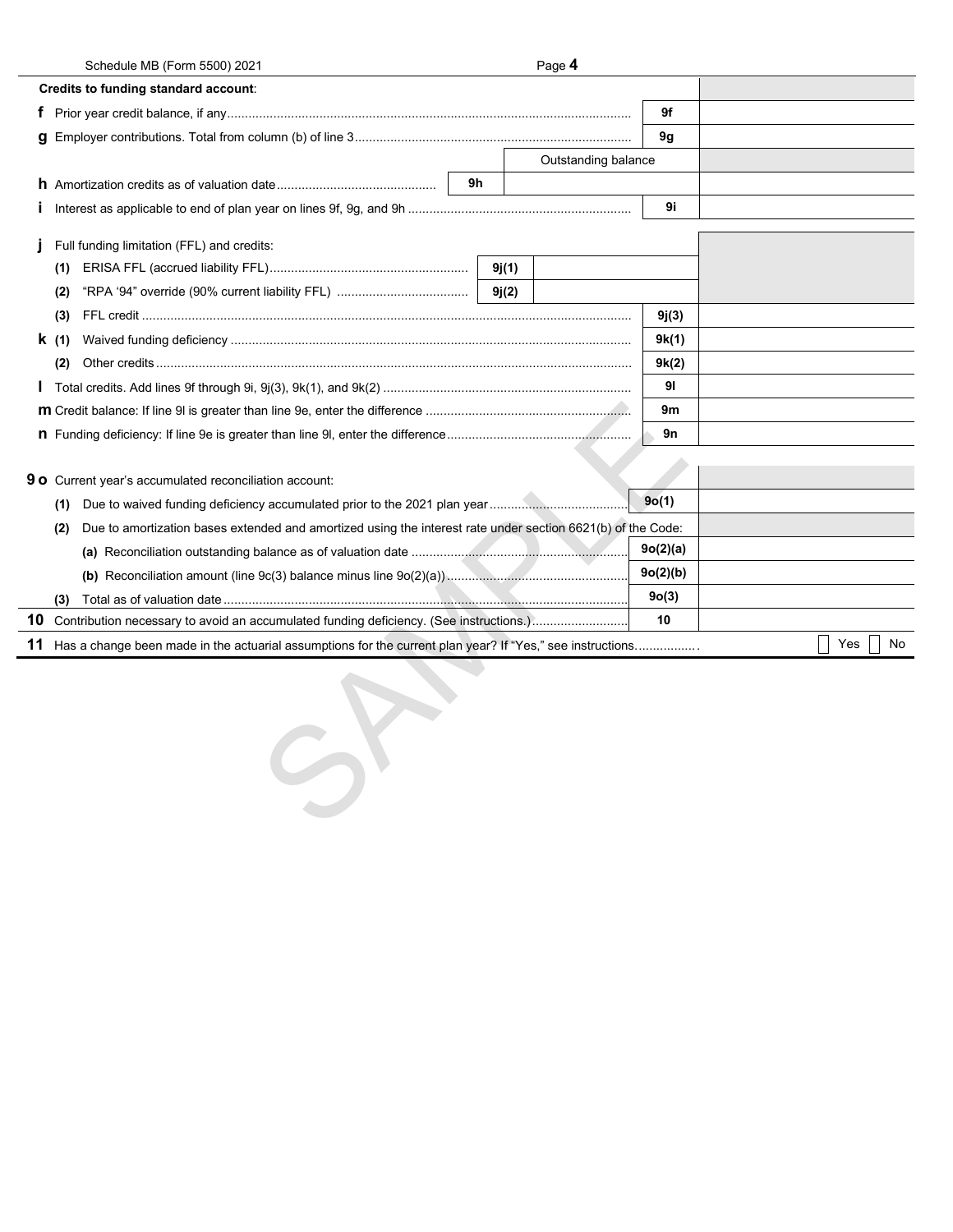**Credits to funding standard account**:

| | | | |
|---|---|---|---|
| **f** Prior year credit balance, if any | | 9f | |
| **g** Employer contributions. Total from column (b) of line 3 | | 9g | |
| | Outstanding balance | | |
| **h** Amortization credits as of valuation date | 9h | | |
| **i** Interest as applicable to end of plan year on lines 9f, 9g, and 9h | | 9i | |
| **j** Full funding limitation (FFL) and credits: | | | |
| (1) ERISA FFL (accrued liability FFL) | 9j(1) | | |
| (2) "RPA '94" override (90% current liability FFL) | 9j(2) | | |
| (3) FFL credit | | 9j(3) | |
| **k** (1) Waived funding deficiency | | 9k(1) | |
| (2) Other credits | | 9k(2) | |
| **l** Total credits. Add lines 9f through 9i, 9j(3), 9k(1), and 9k(2) | | 9l | |
| **m** Credit balance: If line 9l is greater than line 9e, enter the difference | | 9m | |
| **n** Funding deficiency: If line 9e is greater than line 9l, enter the difference | | 9n | |

| | | |
|---|---|---|
| **9 o** Current year's accumulated reconciliation account: | | |
| (1) Due to waived funding deficiency accumulated prior to the 2021 plan year | 9o(1) | |
| (2) Due to amortization bases extended and amortized using the interest rate under section 6621(b) of the Code: | | |
| (a) Reconciliation outstanding balance as of valuation date | 9o(2)(a) | |
| (b) Reconciliation amount (line 9c(3) balance minus line 9o(2)(a)) | 9o(2)(b) | |
| (3) Total as of valuation date | 9o(3) | |
| **10** Contribution necessary to avoid an accumulated funding deficiency. (See instructions.) | 10 | |

**11** Has a change been made in the actuarial assumptions for the current plan year? If "Yes," see instructions. ☐ Yes ☐ No

SAMPLE